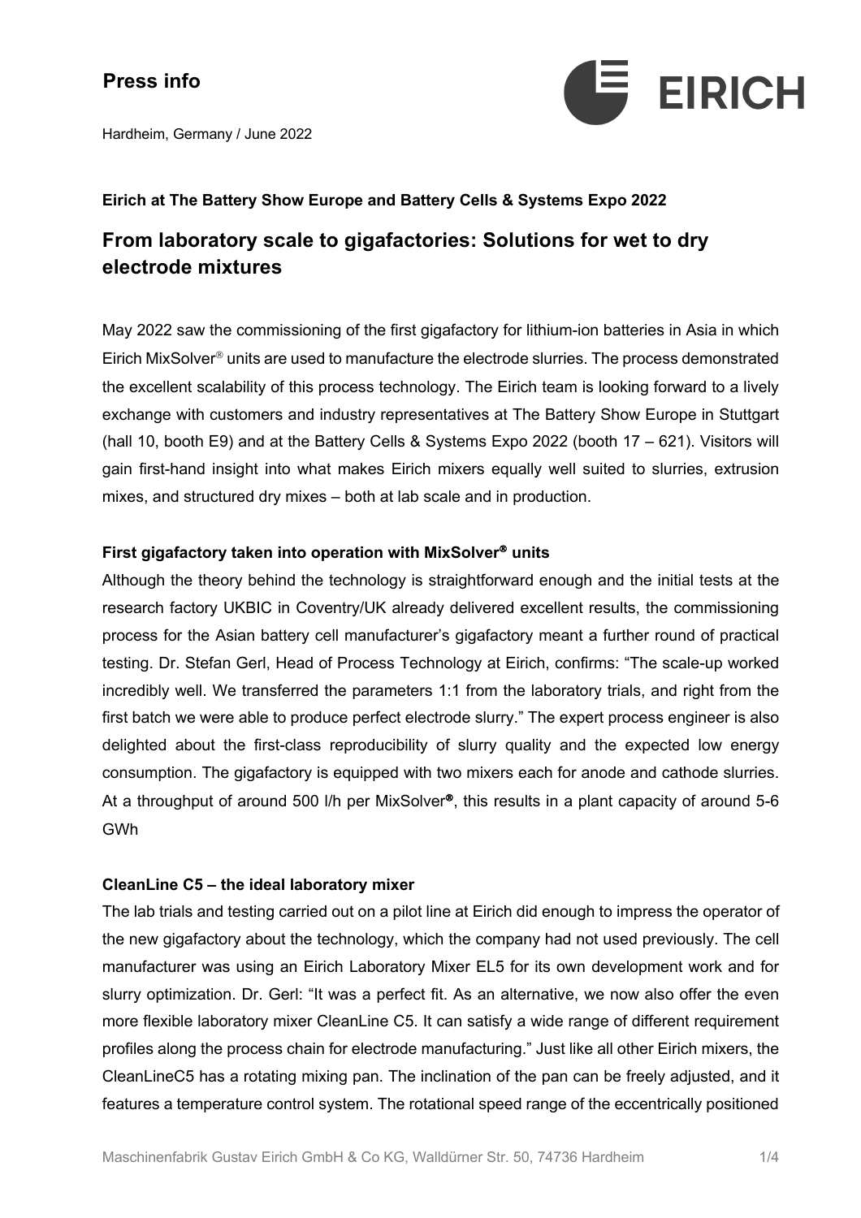# Press info

Hardheim, Germany / June 2022

**Eirich at The Battery Show Europe and Battery Cells & Systems Expo 2022**

## From laboratory scale to gigafactories: Solutions for wet to dry electrode mixtures

May 2022 saw the commissioning of the first gigafactory for lithium-ion batteries in Asia in which Eirich MixSolver® units are used to manufacture the electrode slurries. The process demonstrated the excellent scalability of this process technology. The Eirich team is looking forward to a lively exchange with customers and industry representatives at The Battery Show Europe in Stuttgart (hall 10, booth E9) and at the Battery Cells & Systems Expo 2022 (booth 17 – 621). Visitors will gain first-hand insight into what makes Eirich mixers equally well suited to slurries, extrusion mixes, and structured dry mixes – both at lab scale and in production.

### First gigafactory taken into operation with MixSolver® units

Although the theory behind the technology is straightforward enough and the initial tests at the research factory UKBIC in Coventry/UK already delivered excellent results, the commissioning process for the Asian battery cell manufacturer's gigafactory meant a further round of practical testing. Dr. Stefan Gerl, Head of Process Technology at Eirich, confirms: "The scale-up worked incredibly well. We transferred the parameters 1:1 from the laboratory trials, and right from the first batch we were able to produce perfect electrode slurry." The expert process engineer is also delighted about the first-class reproducibility of slurry quality and the expected low energy consumption. The gigafactory is equipped with two mixers each for anode and cathode slurries. At a throughput of around 500 l/h per MixSolver®, this results in a plant capacity of around 5-6 GWh

### CleanLine C5 – the ideal laboratory mixer

The lab trials and testing carried out on a pilot line at Eirich did enough to impress the operator of the new gigafactory about the technology, which the company had not used previously. The cell manufacturer was using an Eirich Laboratory Mixer EL5 for its own development work and for slurry optimization. Dr. Gerl: "It was a perfect fit. As an alternative, we now also offer the even more flexible laboratory mixer CleanLine C5. It can satisfy a wide range of different requirement profiles along the process chain for electrode manufacturing." Just like all other Eirich mixers, the CleanLineC5 has a rotating mixing pan. The inclination of the pan can be freely adjusted, and it features a temperature control system. The rotational speed range of the eccentrically positioned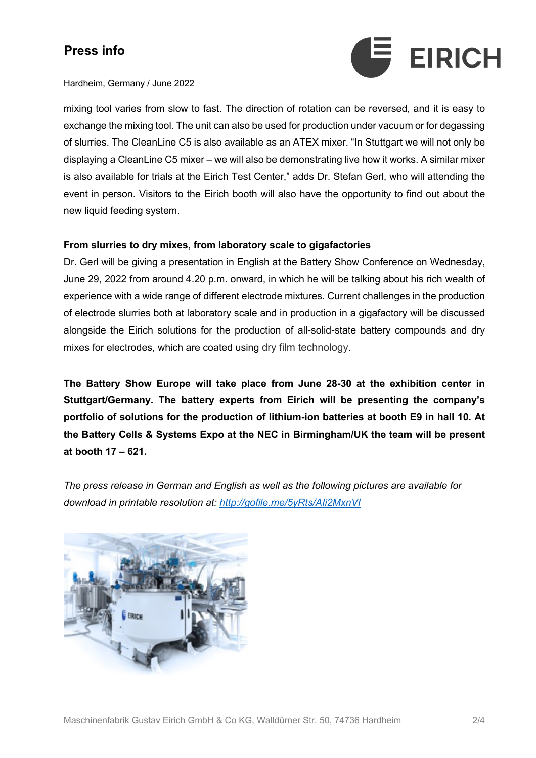mixing tool varies from slow to fast. The direction of rotation can be reversed, and it is easy to exchange the mixing tool. The unit can also be used for production under vacuum or for degassing of slurries. The CleanLine C5 is also available as an ATEX mixer. "In Stuttgart we will not only be displaying a CleanLine C5 mixer – we will also be demonstrating live how it works. A similar mixer is also available for trials at the Eirich Test Center," adds Dr. Stefan Gerl, who will attending the event in person. Visitors to the Eirich booth will also have the opportunity to find out about the new liquid feeding system.

**From slurries to dry mixes, from laboratory scale to gigafactories**

Dr. Gerl will be giving a presentation in English at the Battery Show Conference on Wednesday, June 29, 2022 from around 4.20 p.m. onward, in which he will be talking about his rich wealth of experience with a wide range of different electrode mixtures. Current challenges in the production of electrode slurries both at laboratory scale and in production in a gigafactory will be discussed alongside the Eirich solutions for the production of all-solid-state battery compounds and dry mixes for electrodes, which are coated using dry film technology.

**The Battery Show Europe will take place from June 28-30 at the exhibition center in Stuttgart/Germany. The battery experts from Eirich will be presenting the company's portfolio of solutions for the production of lithium-ion batteries at booth E9 in hall 10. At the Battery Cells & Systems Expo at the NEC in Birmingham/UK the team will be present at booth 17 – 621.**

*The press release in German and English as well as the following pictures are available for download in printable resolution at: [http://gofile.me/5yRts/AIi2MxnVI](http://gofile.me/5yRts/AIi2MxnVI)*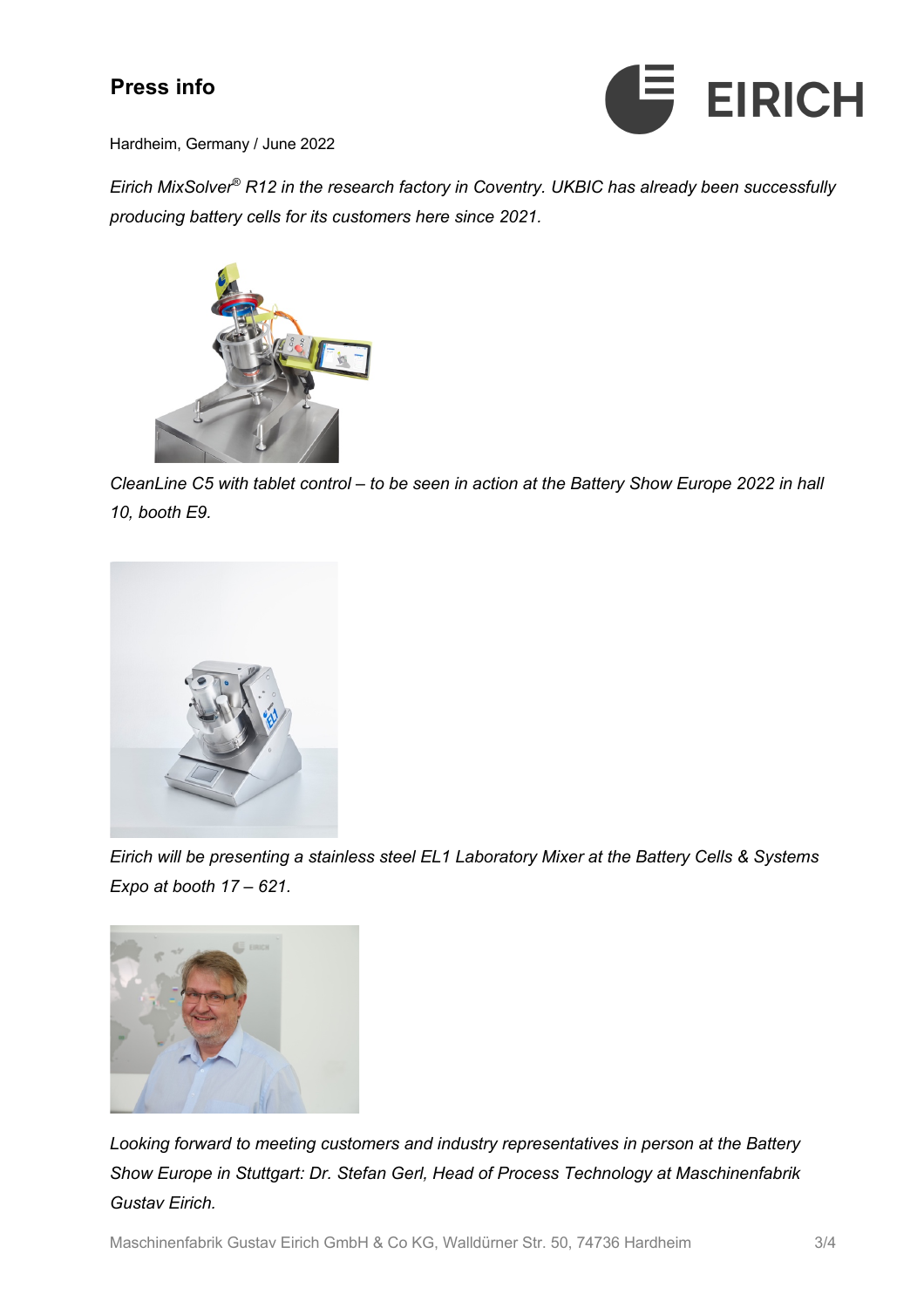Hardheim, Germany / June 2022

*Eirich MixSolver® R12 in the research factory in Coventry. UKBIC has already been successfully producing battery cells for its customers here since 2021.*

*CleanLine C5 with tablet control – to be seen in action at the Battery Show Europe 2022 in hall 10, booth E9.*

*Eirich will be presenting a stainless steel EL1 Laboratory Mixer at the Battery Cells & Systems Expo at booth 17 – 621.*

*Looking forward to meeting customers and industry representatives in person at the Battery Show Europe in Stuttgart: Dr. Stefan Gerl, Head of Process Technology at Maschinenfabrik Gustav Eirich.*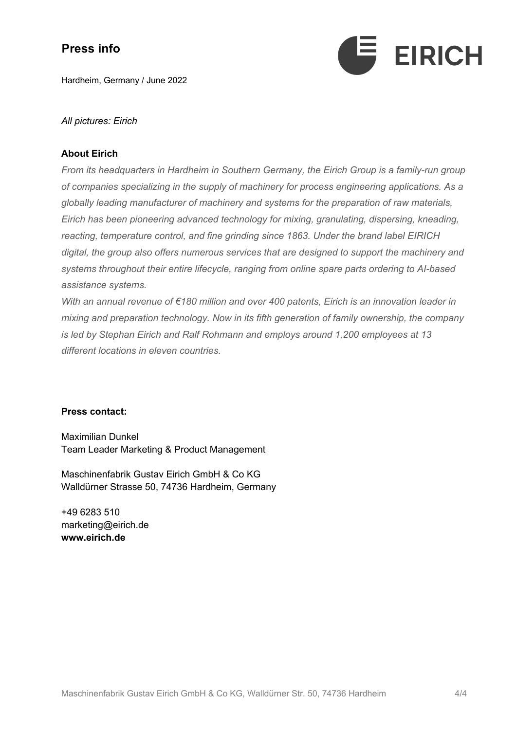# Press info

Hardheim, Germany / June 2022

*All pictures: Eirich*

**About Eirich**

*From its headquarters in Hardheim in Southern Germany, the Eirich Group is a family-run group of companies specializing in the supply of machinery for process engineering applications. As a globally leading manufacturer of machinery and systems for the preparation of raw materials, Eirich has been pioneering advanced technology for mixing, granulating, dispersing, kneading, reacting, temperature control, and fine grinding since 1863. Under the brand label EIRICH digital, the group also offers numerous services that are designed to support the machinery and systems throughout their entire lifecycle, ranging from online spare parts ordering to AI-based assistance systems.*

*With an annual revenue of €180 million and over 400 patents, Eirich is an innovation leader in mixing and preparation technology. Now in its fifth generation of family ownership, the company is led by Stephan Eirich and Ralf Rohmann and employs around 1,200 employees at 13 different locations in eleven countries.*

**Press contact:**

Maximilian Dunkel
Team Leader Marketing & Product Management

Maschinenfabrik Gustav Eirich GmbH & Co KG
Walldürner Strasse 50, 74736 Hardheim, Germany

+49 6283 510
marketing@eirich.de
**www.eirich.de**